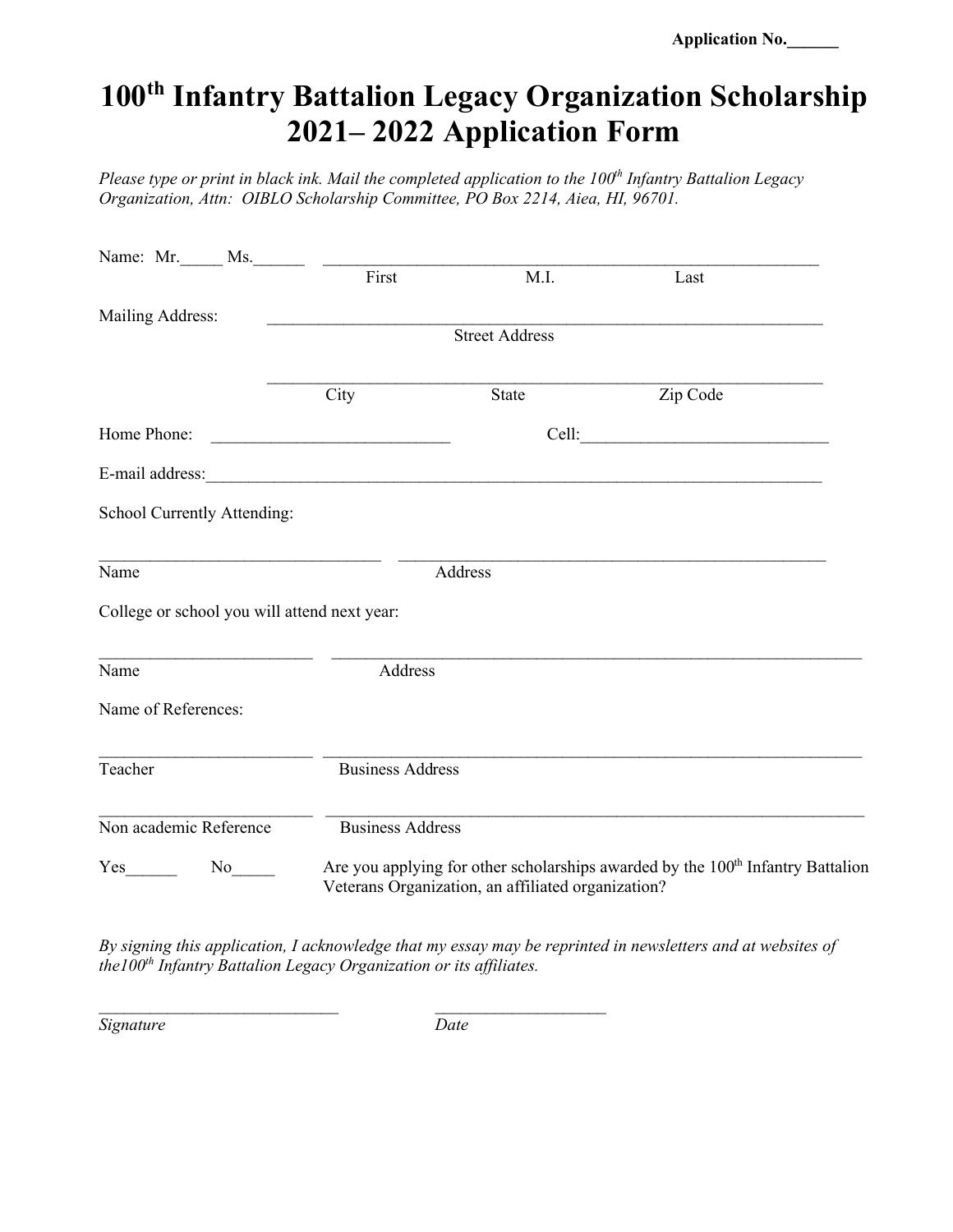Application No.______

# 100th Infantry Battalion Legacy Organization Scholarship 2021– 2022 Application Form

*Please type or print in black ink. Mail the completed application to the 100th Infantry Battalion Legacy Organization, Attn: OIBLO Scholarship Committee, PO Box 2214, Aiea, HI, 96701.*

Name: Mr._____ Ms.______ ____________________________________________________________

First M.I. Last

Mailing Address: ____________________________________________________________________

Street Address

____________________________________________________________________

City State Zip Code

Home Phone: ____________________________ Cell:_____________________________

E-mail address:___________________________________________________________________________

School Currently Attending:

__________________________________ ____________________________________________________

Name Address

College or school you will attend next year:

_________________________ ________________________________________________________________

Name Address

Name of References:

_________________________ _________________________________________________________________

Teacher Business Address

_________________________ _________________________________________________________________

Non academic Reference Business Address

Yes______ No_____ Are you applying for other scholarships awarded by the 100th Infantry Battalion Veterans Organization, an affiliated organization?

*By signing this application, I acknowledge that my essay may be reprinted in newsletters and at websites of the100th Infantry Battalion Legacy Organization or its affiliates.*

_____________________________ ____________________

*Signature* *Date*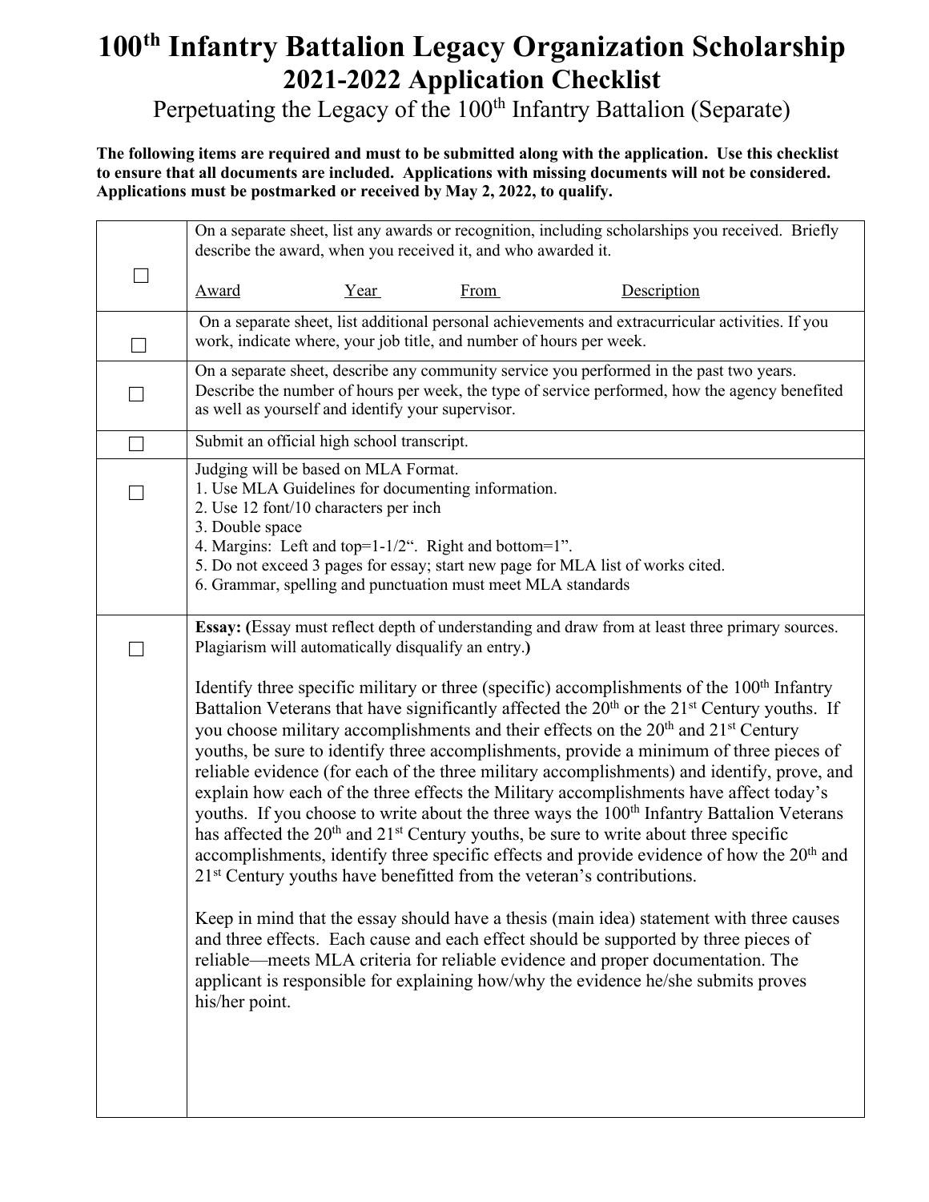# 100th Infantry Battalion Legacy Organization Scholarship
## 2021-2022 Application Checklist

Perpetuating the Legacy of the 100th Infantry Battalion (Separate)

**The following items are required and must to be submitted along with the application. Use this checklist to ensure that all documents are included. Applications with missing documents will not be considered. Applications must be postmarked or received by May 2, 2022, to qualify.**

| | |
|---|---|
| ☐ | On a separate sheet, list any awards or recognition, including scholarships you received. Briefly describe the award, when you received it, and who awarded it.<br><br><u>Award</u> <u>Year</u> <u>From</u> <u>Description</u> |
| ☐ | On a separate sheet, list additional personal achievements and extracurricular activities. If you work, indicate where, your job title, and number of hours per week. |
| ☐ | On a separate sheet, describe any community service you performed in the past two years. Describe the number of hours per week, the type of service performed, how the agency benefited as well as yourself and identify your supervisor. |
| ☐ | Submit an official high school transcript. |
| ☐ | Judging will be based on MLA Format.<br>1. Use MLA Guidelines for documenting information.<br>2. Use 12 font/10 characters per inch<br>3. Double space<br>4. Margins: Left and top=1-1/2". Right and bottom=1".<br>5. Do not exceed 3 pages for essay; start new page for MLA list of works cited.<br>6. Grammar, spelling and punctuation must meet MLA standards |
| ☐ | **Essay: (**Essay must reflect depth of understanding and draw from at least three primary sources. Plagiarism will automatically disqualify an entry.**)**<br><br>Identify three specific military or three (specific) accomplishments of the 100th Infantry Battalion Veterans that have significantly affected the 20th or the 21st Century youths. If you choose military accomplishments and their effects on the 20th and 21st Century youths, be sure to identify three accomplishments, provide a minimum of three pieces of reliable evidence (for each of the three military accomplishments) and identify, prove, and explain how each of the three effects the Military accomplishments have affect today's youths. If you choose to write about the three ways the 100th Infantry Battalion Veterans has affected the 20th and 21st Century youths, be sure to write about three specific accomplishments, identify three specific effects and provide evidence of how the 20th and 21st Century youths have benefitted from the veteran's contributions.<br><br>Keep in mind that the essay should have a thesis (main idea) statement with three causes and three effects. Each cause and each effect should be supported by three pieces of reliable—meets MLA criteria for reliable evidence and proper documentation. The applicant is responsible for explaining how/why the evidence he/she submits proves his/her point. |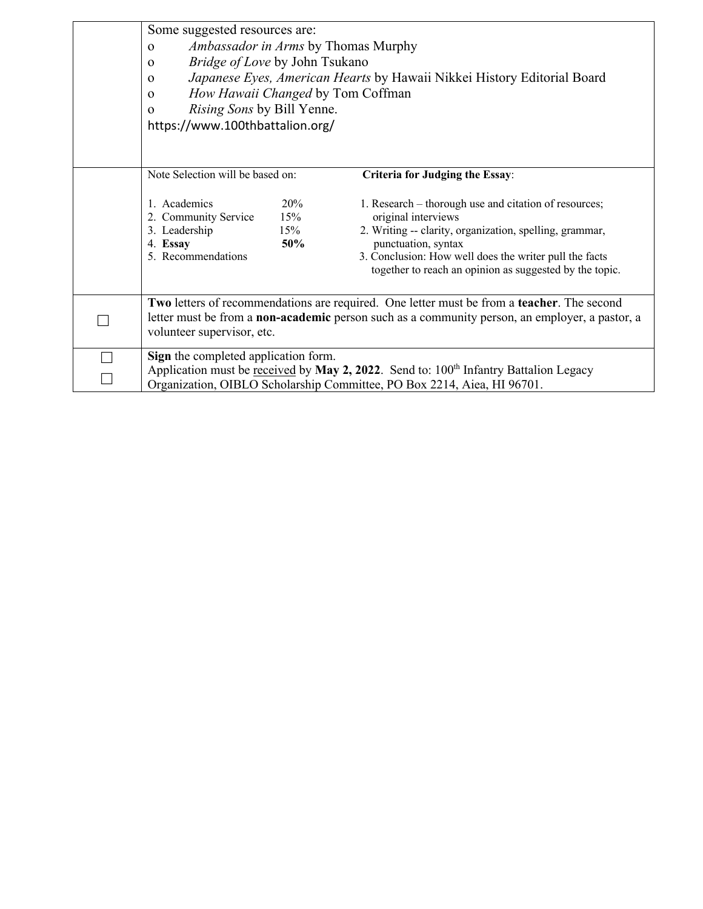| | |
|---|---|
| | Some suggested resources are:<br>o *Ambassador in Arms* by Thomas Murphy<br>o *Bridge of Love* by John Tsukano<br>o *Japanese Eyes, American Hearts* by Hawaii Nikkei History Editorial Board<br>o *How Hawaii Changed* by Tom Coffman<br>o *Rising Sons* by Bill Yenne.<br>https://www.100thbattalion.org/ |
| | Note Selection will be based on:<br><br>1. Academics 20%<br>2. Community Service 15%<br>3. Leadership 15%<br>4. **Essay** **50%**<br>5. Recommendations<br><br>**Criteria for Judging the Essay**:<br><br>1. Research – thorough use and citation of resources; original interviews<br>2. Writing -- clarity, organization, spelling, grammar, punctuation, syntax<br>3. Conclusion: How well does the writer pull the facts together to reach an opinion as suggested by the topic. |
| ☐ | **Two** letters of recommendations are required. One letter must be from a **teacher**. The second letter must be from a **non-academic** person such as a community person, an employer, a pastor, a volunteer supervisor, etc. |
| ☐<br>☐ | **Sign** the completed application form.<br>Application must be received by **May 2, 2022**. Send to: 100th Infantry Battalion Legacy Organization, OIBLO Scholarship Committee, PO Box 2214, Aiea, HI 96701. |